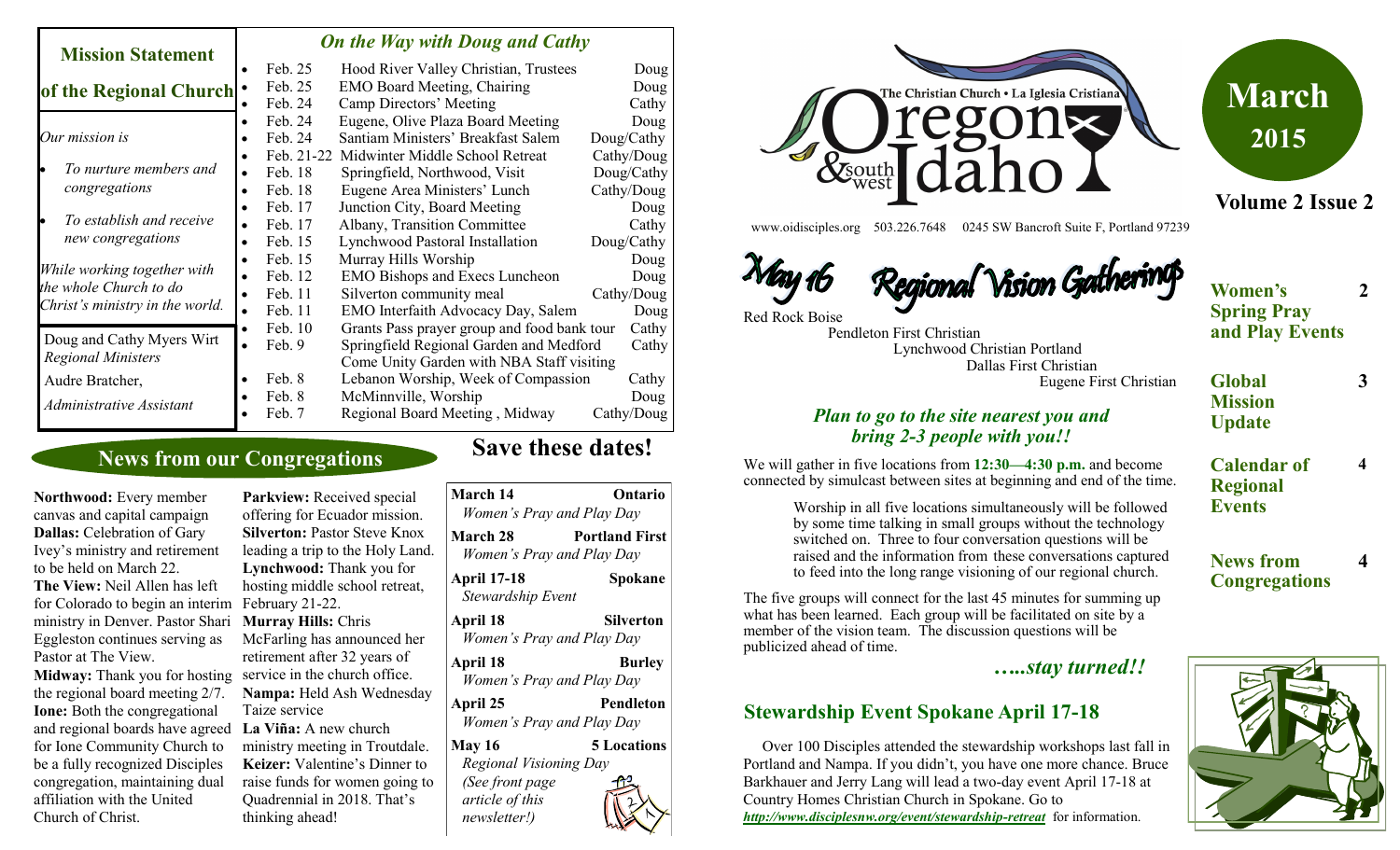## Mission Statement of the Regional Church

*Our mission is*

- *To nurture members and congregations*
- *To establish and receive new congregations*

*While working together with the whole Church to do Christ's ministry in the world.*

Doug and Cathy Myers Wirt
*Regional Ministers*

Audre Bratcher,
*Administrative Assistant*

## *On the Way with Doug and Cathy*

| Date | Event | Who |
|---|---|---|
| Feb. 25 | Hood River Valley Christian, Trustees | Doug |
| Feb. 25 | EMO Board Meeting, Chairing | Doug |
| Feb. 24 | Camp Directors' Meeting | Cathy |
| Feb. 24 | Eugene, Olive Plaza Board Meeting | Doug |
| Feb. 24 | Santiam Ministers' Breakfast Salem | Doug/Cathy |
| Feb. 21-22 | Midwinter Middle School Retreat | Cathy/Doug |
| Feb. 18 | Springfield, Northwood, Visit | Doug/Cathy |
| Feb. 18 | Eugene Area Ministers' Lunch | Cathy/Doug |
| Feb. 17 | Junction City, Board Meeting | Doug |
| Feb. 17 | Albany, Transition Committee | Cathy |
| Feb. 15 | Lynchwood Pastoral Installation | Doug/Cathy |
| Feb. 15 | Murray Hills Worship | Doug |
| Feb. 12 | EMO Bishops and Execs Luncheon | Doug |
| Feb. 11 | Silverton community meal | Cathy/Doug |
| Feb. 11 | EMO Interfaith Advocacy Day, Salem | Doug |
| Feb. 10 | Grants Pass prayer group and food bank tour | Cathy |
| Feb. 9 | Springfield Regional Garden and Medford Come Unity Garden with NBA Staff visiting | Cathy |
| Feb. 8 | Lebanon Worship, Week of Compassion | Cathy |
| Feb. 8 | McMinnville, Worship | Doug |
| Feb. 7 | Regional Board Meeting , Midway | Cathy/Doug |

## News from our Congregations

**Northwood:** Every member canvas and capital campaign

**Dallas:** Celebration of Gary Ivey's ministry and retirement to be held on March 22.

**The View:** Neil Allen has left for Colorado to begin an interim ministry in Denver. Pastor Shari Eggleston continues serving as Pastor at The View.

**Midway:** Thank you for hosting the regional board meeting 2/7.

**Ione:** Both the congregational and regional boards have agreed for Ione Community Church to be a fully recognized Disciples congregation, maintaining dual affiliation with the United Church of Christ.

**Parkview:** Received special offering for Ecuador mission.

**Silverton:** Pastor Steve Knox leading a trip to the Holy Land.

**Lynchwood:** Thank you for hosting middle school retreat, February 21-22.

**Murray Hills:** Chris McFarling has announced her retirement after 32 years of service in the church office.

**Nampa:** Held Ash Wednesday Taize service

**La Viña:** A new church ministry meeting in Troutdale.

**Keizer:** Valentine's Dinner to raise funds for women going to Quadrennial in 2018. That's thinking ahead!

## Save these dates!

**March 14** — **Ontario**
*Women's Pray and Play Day*

**March 28** — **Portland First**
*Women's Pray and Play Day*

**April 17-18** — **Spokane**
*Stewardship Event*

**April 18** — **Silverton**
*Women's Pray and Play Day*

**April 18** — **Burley**
*Women's Pray and Play Day*

**April 25** — **Pendleton**
*Women's Pray and Play Day*

**May 16** — **5 Locations**
*Regional Visioning Day*
*(See front page article of this newsletter!)*

# The Christian Church • La Iglesia Cristiana — Oregon & southwest Idaho

www.oidisciples.org 503.226.7648 0245 SW Bancroft Suite F, Portland 97239

**March 2015**

**Volume 2 Issue 2**

| In this issue | Page |
|---|---|
| **Women's Spring Pray and Play Events** | **2** |
| **Global Mission Update** | **3** |
| **Calendar of Regional Events** | **4** |
| **News from Congregations** | **4** |

## May 16 Regional Vision Gatherings

Red Rock Boise
Pendleton First Christian
Lynchwood Christian Portland
Dallas First Christian
Eugene First Christian

### *Plan to go to the site nearest you and bring 2-3 people with you!!*

We will gather in five locations from **12:30—4:30 p.m.** and become connected by simulcast between sites at beginning and end of the time.

Worship in all five locations simultaneously will be followed by some time talking in small groups without the technology switched on. Three to four conversation questions will be raised and the information from these conversations captured to feed into the long range visioning of our regional church.

The five groups will connect for the last 45 minutes for summing up what has been learned. Each group will be facilitated on site by a member of the vision team. The discussion questions will be publicized ahead of time.

***…..stay turned!!***

## Stewardship Event Spokane April 17-18

Over 100 Disciples attended the stewardship workshops last fall in Portland and Nampa. If you didn't, you have one more chance. Bruce Barkhauer and Jerry Lang will lead a two-day event April 17-18 at Country Homes Christian Church in Spokane. Go to ***http://www.disciplesnw.org/event/stewardship-retreat*** for information.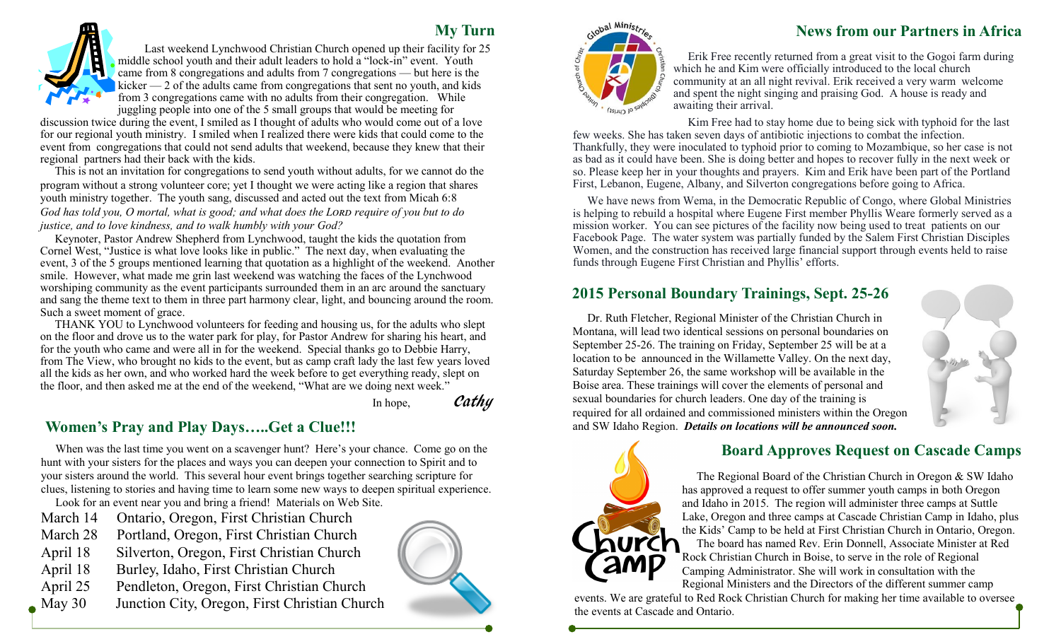## My Turn

Last weekend Lynchwood Christian Church opened up their facility for 25 middle school youth and their adult leaders to hold a "lock-in" event. Youth came from 8 congregations and adults from 7 congregations — but here is the kicker — 2 of the adults came from congregations that sent no youth, and kids from 3 congregations came with no adults from their congregation. While juggling people into one of the 5 small groups that would be meeting for discussion twice during the event, I smiled as I thought of adults who would come out of a love for our regional youth ministry. I smiled when I realized there were kids that could come to the event from congregations that could not send adults that weekend, because they knew that their regional partners had their back with the kids.

This is not an invitation for congregations to send youth without adults, for we cannot do the program without a strong volunteer core; yet I thought we were acting like a region that shares youth ministry together. The youth sang, discussed and acted out the text from Micah 6:8 *God has told you, O mortal, what is good; and what does the Lord require of you but to do justice, and to love kindness, and to walk humbly with your God?*

Keynoter, Pastor Andrew Shepherd from Lynchwood, taught the kids the quotation from Cornel West, "Justice is what love looks like in public." The next day, when evaluating the event, 3 of the 5 groups mentioned learning that quotation as a highlight of the weekend. Another smile. However, what made me grin last weekend was watching the faces of the Lynchwood worshiping community as the event participants surrounded them in an arc around the sanctuary and sang the theme text to them in three part harmony clear, light, and bouncing around the room. Such a sweet moment of grace.

THANK YOU to Lynchwood volunteers for feeding and housing us, for the adults who slept on the floor and drove us to the water park for play, for Pastor Andrew for sharing his heart, and for the youth who came and were all in for the weekend. Special thanks go to Debbie Harry, from The View, who brought no kids to the event, but as camp craft lady the last few years loved all the kids as her own, and who worked hard the week before to get everything ready, slept on the floor, and then asked me at the end of the weekend, "What are we doing next week."

In hope, *Cathy*

## Women's Pray and Play Days…..Get a Clue!!!

When was the last time you went on a scavenger hunt? Here's your chance. Come go on the hunt with your sisters for the places and ways you can deepen your connection to Spirit and to your sisters around the world. This several hour event brings together searching scripture for clues, listening to stories and having time to learn some new ways to deepen spiritual experience.

Look for an event near you and bring a friend! Materials on Web Site.

- March 14 Ontario, Oregon, First Christian Church
- March 28 Portland, Oregon, First Christian Church
- April 18 Silverton, Oregon, First Christian Church
- April 18 Burley, Idaho, First Christian Church
- April 25 Pendleton, Oregon, First Christian Church
- May 30 Junction City, Oregon, First Christian Church

## News from our Partners in Africa

Erik Free recently returned from a great visit to the Gogoi farm during which he and Kim were officially introduced to the local church community at an all night revival. Erik received a very warm welcome and spent the night singing and praising God. A house is ready and awaiting their arrival.

Kim Free had to stay home due to being sick with typhoid for the last few weeks. She has taken seven days of antibiotic injections to combat the infection. Thankfully, they were inoculated to typhoid prior to coming to Mozambique, so her case is not as bad as it could have been. She is doing better and hopes to recover fully in the next week or so. Please keep her in your thoughts and prayers. Kim and Erik have been part of the Portland First, Lebanon, Eugene, Albany, and Silverton congregations before going to Africa.

We have news from Wema, in the Democratic Republic of Congo, where Global Ministries is helping to rebuild a hospital where Eugene First member Phyllis Weare formerly served as a mission worker. You can see pictures of the facility now being used to treat patients on our Facebook Page. The water system was partially funded by the Salem First Christian Disciples Women, and the construction has received large financial support through events held to raise funds through Eugene First Christian and Phyllis' efforts.

## 2015 Personal Boundary Trainings, Sept. 25-26

Dr. Ruth Fletcher, Regional Minister of the Christian Church in Montana, will lead two identical sessions on personal boundaries on September 25-26. The training on Friday, September 25 will be at a location to be announced in the Willamette Valley. On the next day, Saturday September 26, the same workshop will be available in the Boise area. These trainings will cover the elements of personal and sexual boundaries for church leaders. One day of the training is required for all ordained and commissioned ministers within the Oregon and SW Idaho Region. ***Details on locations will be announced soon.***

## Board Approves Request on Cascade Camps

The Regional Board of the Christian Church in Oregon & SW Idaho has approved a request to offer summer youth camps in both Oregon and Idaho in 2015. The region will administer three camps at Suttle Lake, Oregon and three camps at Cascade Christian Camp in Idaho, plus the Kids' Camp to be held at First Christian Church in Ontario, Oregon.

The board has named Rev. Erin Donnell, Associate Minister at Red Rock Christian Church in Boise, to serve in the role of Regional Camping Administrator. She will work in consultation with the Regional Ministers and the Directors of the different summer camp events. We are grateful to Red Rock Christian Church for making her time available to oversee the events at Cascade and Ontario.